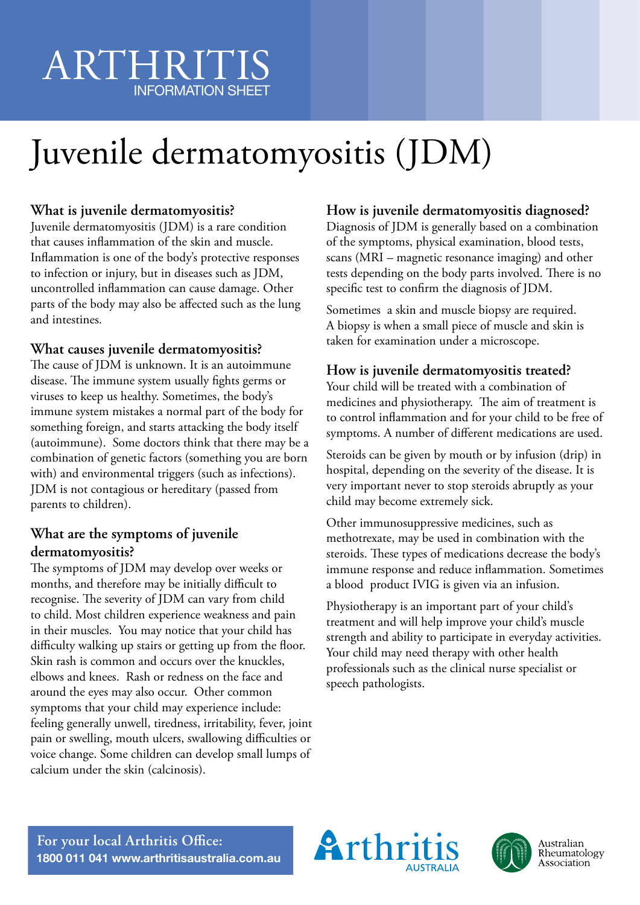ARTHRITIS
INFORMATION SHEET

# Juvenile dermatomyositis (JDM)

## What is juvenile dermatomyositis?

Juvenile dermatomyositis (JDM) is a rare condition that causes inflammation of the skin and muscle. Inflammation is one of the body's protective responses to infection or injury, but in diseases such as JDM, uncontrolled inflammation can cause damage. Other parts of the body may also be affected such as the lung and intestines.

## What causes juvenile dermatomyositis?

The cause of JDM is unknown. It is an autoimmune disease. The immune system usually fights germs or viruses to keep us healthy. Sometimes, the body's immune system mistakes a normal part of the body for something foreign, and starts attacking the body itself (autoimmune). Some doctors think that there may be a combination of genetic factors (something you are born with) and environmental triggers (such as infections). JDM is not contagious or hereditary (passed from parents to children).

## What are the symptoms of juvenile dermatomyositis?

The symptoms of JDM may develop over weeks or months, and therefore may be initially difficult to recognise. The severity of JDM can vary from child to child. Most children experience weakness and pain in their muscles. You may notice that your child has difficulty walking up stairs or getting up from the floor. Skin rash is common and occurs over the knuckles, elbows and knees. Rash or redness on the face and around the eyes may also occur. Other common symptoms that your child may experience include: feeling generally unwell, tiredness, irritability, fever, joint pain or swelling, mouth ulcers, swallowing difficulties or voice change. Some children can develop small lumps of calcium under the skin (calcinosis).

## How is juvenile dermatomyositis diagnosed?

Diagnosis of JDM is generally based on a combination of the symptoms, physical examination, blood tests, scans (MRI – magnetic resonance imaging) and other tests depending on the body parts involved. There is no specific test to confirm the diagnosis of JDM.

Sometimes a skin and muscle biopsy are required. A biopsy is when a small piece of muscle and skin is taken for examination under a microscope.

## How is juvenile dermatomyositis treated?

Your child will be treated with a combination of medicines and physiotherapy. The aim of treatment is to control inflammation and for your child to be free of symptoms. A number of different medications are used.

Steroids can be given by mouth or by infusion (drip) in hospital, depending on the severity of the disease. It is very important never to stop steroids abruptly as your child may become extremely sick.

Other immunosuppressive medicines, such as methotrexate, may be used in combination with the steroids. These types of medications decrease the body's immune response and reduce inflammation. Sometimes a blood product IVIG is given via an infusion.

Physiotherapy is an important part of your child's treatment and will help improve your child's muscle strength and ability to participate in everyday activities. Your child may need therapy with other health professionals such as the clinical nurse specialist or speech pathologists.

**For your local Arthritis Office:**
**1800 011 041 www.arthritisaustralia.com.au**

Arthritis AUSTRALIA

Australian Rheumatology Association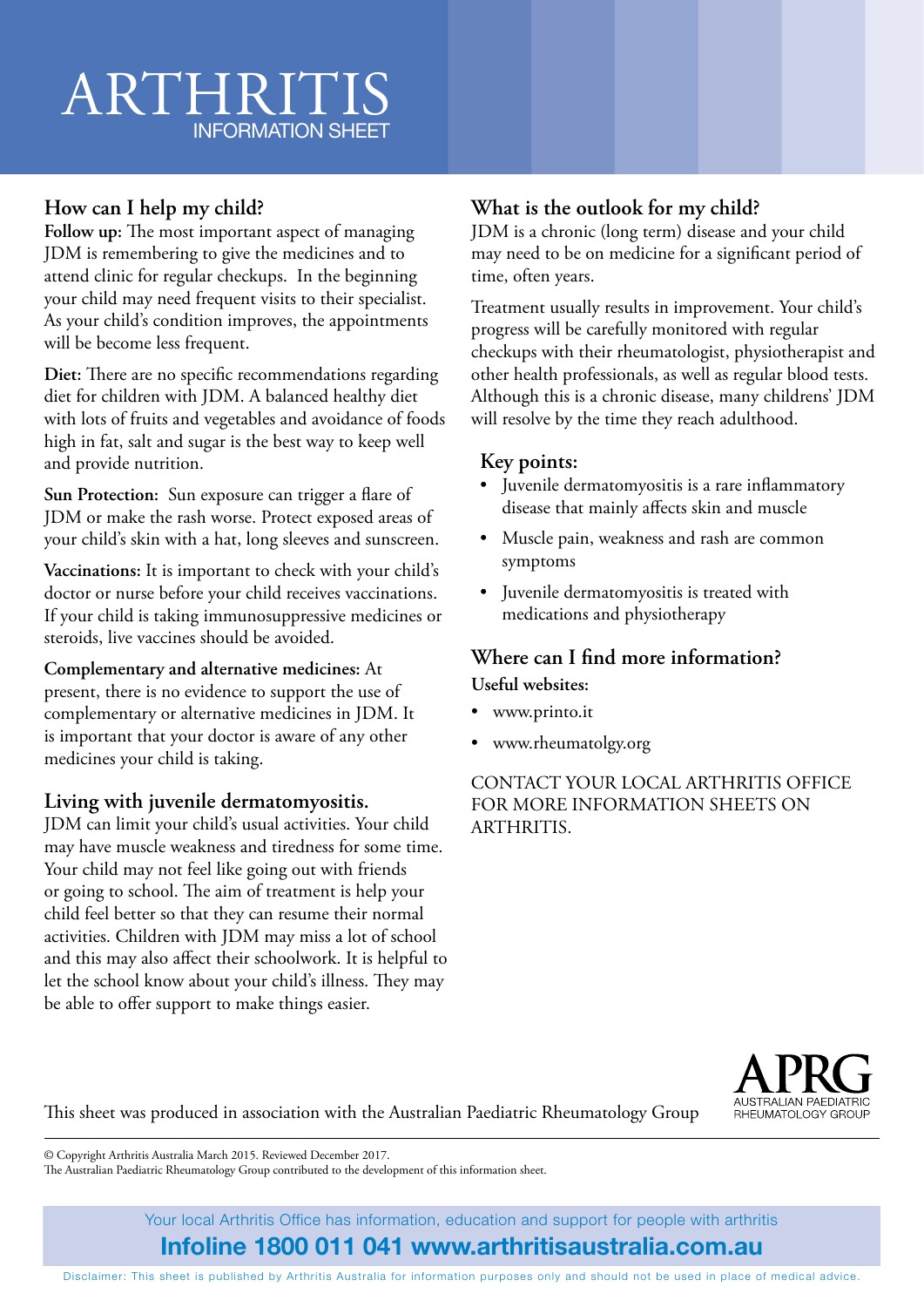# ARTHRITIS
INFORMATION SHEET

## How can I help my child?

**Follow up:** The most important aspect of managing JDM is remembering to give the medicines and to attend clinic for regular checkups. In the beginning your child may need frequent visits to their specialist. As your child's condition improves, the appointments will be become less frequent.

**Diet:** There are no specific recommendations regarding diet for children with JDM. A balanced healthy diet with lots of fruits and vegetables and avoidance of foods high in fat, salt and sugar is the best way to keep well and provide nutrition.

**Sun Protection:** Sun exposure can trigger a flare of JDM or make the rash worse. Protect exposed areas of your child's skin with a hat, long sleeves and sunscreen.

**Vaccinations:** It is important to check with your child's doctor or nurse before your child receives vaccinations. If your child is taking immunosuppressive medicines or steroids, live vaccines should be avoided.

**Complementary and alternative medicines:** At present, there is no evidence to support the use of complementary or alternative medicines in JDM. It is important that your doctor is aware of any other medicines your child is taking.

## Living with juvenile dermatomyositis.

JDM can limit your child's usual activities. Your child may have muscle weakness and tiredness for some time. Your child may not feel like going out with friends or going to school. The aim of treatment is help your child feel better so that they can resume their normal activities. Children with JDM may miss a lot of school and this may also affect their schoolwork. It is helpful to let the school know about your child's illness. They may be able to offer support to make things easier.

## What is the outlook for my child?

JDM is a chronic (long term) disease and your child may need to be on medicine for a significant period of time, often years.

Treatment usually results in improvement. Your child's progress will be carefully monitored with regular checkups with their rheumatologist, physiotherapist and other health professionals, as well as regular blood tests. Although this is a chronic disease, many childrens' JDM will resolve by the time they reach adulthood.

### Key points:

- Juvenile dermatomyositis is a rare inflammatory disease that mainly affects skin and muscle
- Muscle pain, weakness and rash are common symptoms
- Juvenile dermatomyositis is treated with medications and physiotherapy

## Where can I find more information?

**Useful websites:**

- www.printo.it
- www.rheumatolgy.org

CONTACT YOUR LOCAL ARTHRITIS OFFICE FOR MORE INFORMATION SHEETS ON ARTHRITIS.

This sheet was produced in association with the Australian Paediatric Rheumatology Group

APRG AUSTRALIAN PAEDIATRIC RHEUMATOLOGY GROUP

© Copyright Arthritis Australia March 2015. Reviewed December 2017.
The Australian Paediatric Rheumatology Group contributed to the development of this information sheet.

Your local Arthritis Office has information, education and support for people with arthritis

**Infoline 1800 011 041 www.arthritisaustralia.com.au**

Disclaimer: This sheet is published by Arthritis Australia for information purposes only and should not be used in place of medical advice.